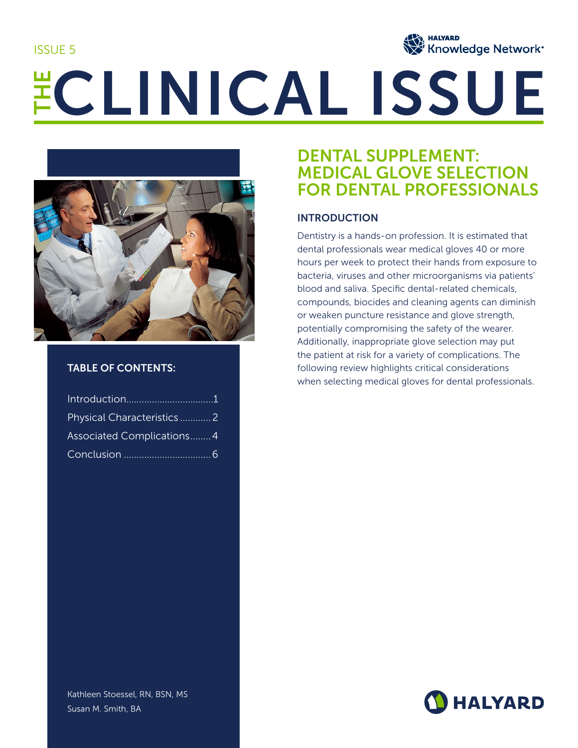ISSUE 5

HALYARD Knowledge Network*

# THE CLINICAL ISSUE

## DENTAL SUPPLEMENT: MEDICAL GLOVE SELECTION FOR DENTAL PROFESSIONALS

### INTRODUCTION

Dentistry is a hands-on profession. It is estimated that dental professionals wear medical gloves 40 or more hours per week to protect their hands from exposure to bacteria, viruses and other microorganisms via patients' blood and saliva. Specific dental-related chemicals, compounds, biocides and cleaning agents can diminish or weaken puncture resistance and glove strength, potentially compromising the safety of the wearer. Additionally, inappropriate glove selection may put the patient at risk for a variety of complications. The following review highlights critical considerations when selecting medical gloves for dental professionals.

**TABLE OF CONTENTS:**

- Introduction..................................1
- Physical Characteristics ............ 2
- Associated Complications........ 4
- Conclusion .................................. 6

Kathleen Stoessel, RN, BSN, MS
Susan M. Smith, BA

HALYARD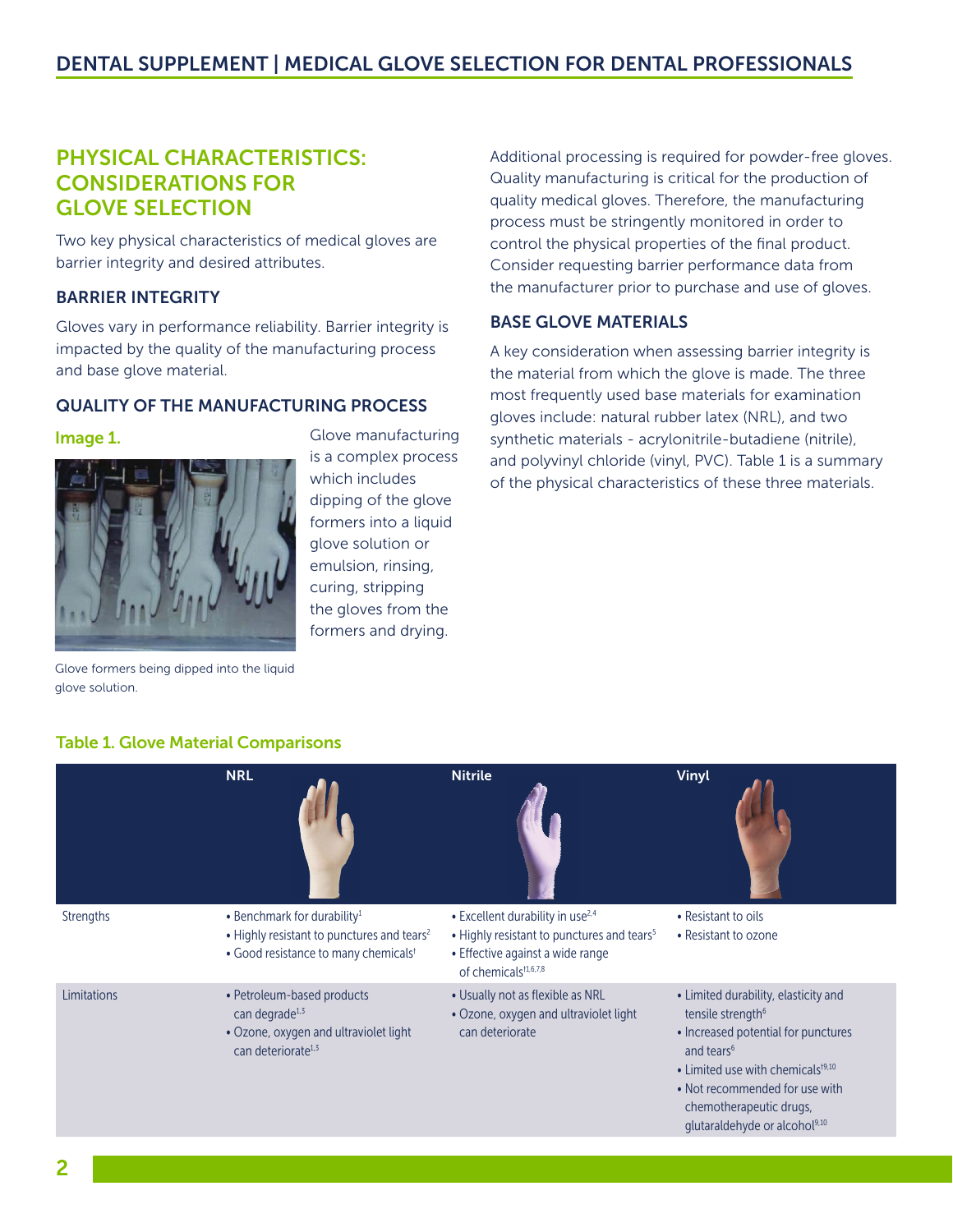## PHYSICAL CHARACTERISTICS: CONSIDERATIONS FOR GLOVE SELECTION

Two key physical characteristics of medical gloves are barrier integrity and desired attributes.

### BARRIER INTEGRITY

Gloves vary in performance reliability. Barrier integrity is impacted by the quality of the manufacturing process and base glove material.

### QUALITY OF THE MANUFACTURING PROCESS

**Image 1.**

Glove formers being dipped into the liquid glove solution.

Glove manufacturing is a complex process which includes dipping of the glove formers into a liquid glove solution or emulsion, rinsing, curing, stripping the gloves from the formers and drying.

Additional processing is required for powder-free gloves. Quality manufacturing is critical for the production of quality medical gloves. Therefore, the manufacturing process must be stringently monitored in order to control the physical properties of the final product. Consider requesting barrier performance data from the manufacturer prior to purchase and use of gloves.

### BASE GLOVE MATERIALS

A key consideration when assessing barrier integrity is the material from which the glove is made. The three most frequently used base materials for examination gloves include: natural rubber latex (NRL), and two synthetic materials - acrylonitrile-butadiene (nitrile), and polyvinyl chloride (vinyl, PVC). Table 1 is a summary of the physical characteristics of these three materials.

**Table 1. Glove Material Comparisons**

| | NRL | Nitrile | Vinyl |
|---|---|---|---|
| Strengths | • Benchmark for durability[1]<br>• Highly resistant to punctures and tears[2]<br>• Good resistance to many chemicals[†] | • Excellent durability in use[2,4]<br>• Highly resistant to punctures and tears[5]<br>• Effective against a wide range of chemicals[†1,6,7,8] | • Resistant to oils<br>• Resistant to ozone |
| Limitations | • Petroleum-based products can degrade[1,3]<br>• Ozone, oxygen and ultraviolet light can deteriorate[1,3] | • Usually not as flexible as NRL<br>• Ozone, oxygen and ultraviolet light can deteriorate | • Limited durability, elasticity and tensile strength[6]<br>• Increased potential for punctures and tears[6]<br>• Limited use with chemicals[†9,10]<br>• Not recommended for use with chemotherapeutic drugs, glutaraldehyde or alcohol[9,10] |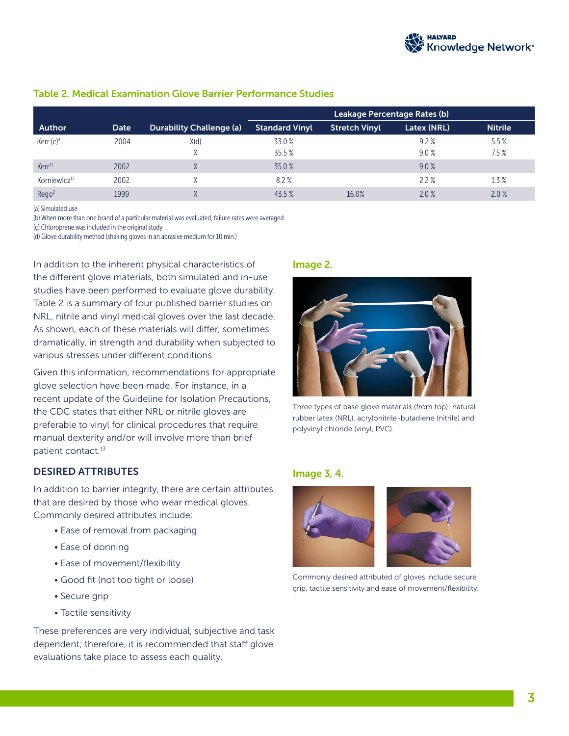## Table 2. Medical Examination Glove Barrier Performance Studies

| Author | Date | Durability Challenge (a) | Leakage Percentage Rates (b) | | | |
|---|---|---|---|---|---|---|
| | | | Standard Vinyl | Stretch Vinyl | Latex (NRL) | Nitrile |
| Kerr (c)[4] | 2004 | X(d) | 33.0 % | | 9.2 % | 5.5 % |
| | | X | 35.5 % | | 9.0 % | 7.5 % |
| Kerr[11] | 2002 | X | 35.0 % | | 9.0 % | |
| Korniewicz[12] | 2002 | X | 8.2 % | | 2.2 % | 1.3 % |
| Rego[2] | 1999 | X | 43.5 % | 16.0% | 2.0 % | 2.0 % |

(a) Simulated use
(b) When more than one brand of a particular material was evaluated, failure rates were averaged
(c) Chloroprene was included in the original study
(d) Glove durability method (shaking gloves in an abrasive medium for 10 min.)

In addition to the inherent physical characteristics of the different glove materials, both simulated and in-use studies have been performed to evaluate glove durability. Table 2 is a summary of four published barrier studies on NRL, nitrile and vinyl medical gloves over the last decade. As shown, each of these materials will differ, sometimes dramatically, in strength and durability when subjected to various stresses under different conditions.

Given this information, recommendations for appropriate glove selection have been made. For instance, in a recent update of the Guideline for Isolation Precautions, the CDC states that either NRL or nitrile gloves are preferable to vinyl for clinical procedures that require manual dexterity and/or will involve more than brief patient contact.[13]

### DESIRED ATTRIBUTES

In addition to barrier integrity, there are certain attributes that are desired by those who wear medical gloves. Commonly desired attributes include:

- Ease of removal from packaging
- Ease of donning
- Ease of movement/flexibility
- Good fit (not too tight or loose)
- Secure grip
- Tactile sensitivity

These preferences are very individual, subjective and task dependent; therefore, it is recommended that staff glove evaluations take place to assess each quality.

**Image 2.**

Three types of base glove materials (from top): natural rubber latex (NRL), acrylonitrile-butadiene (nitrile) and polyvinyl chloride (vinyl, PVC).

**Image 3, 4.**

Commonly desired attributed of gloves include secure grip, tactile sensitivity and ease of movement/flexibility.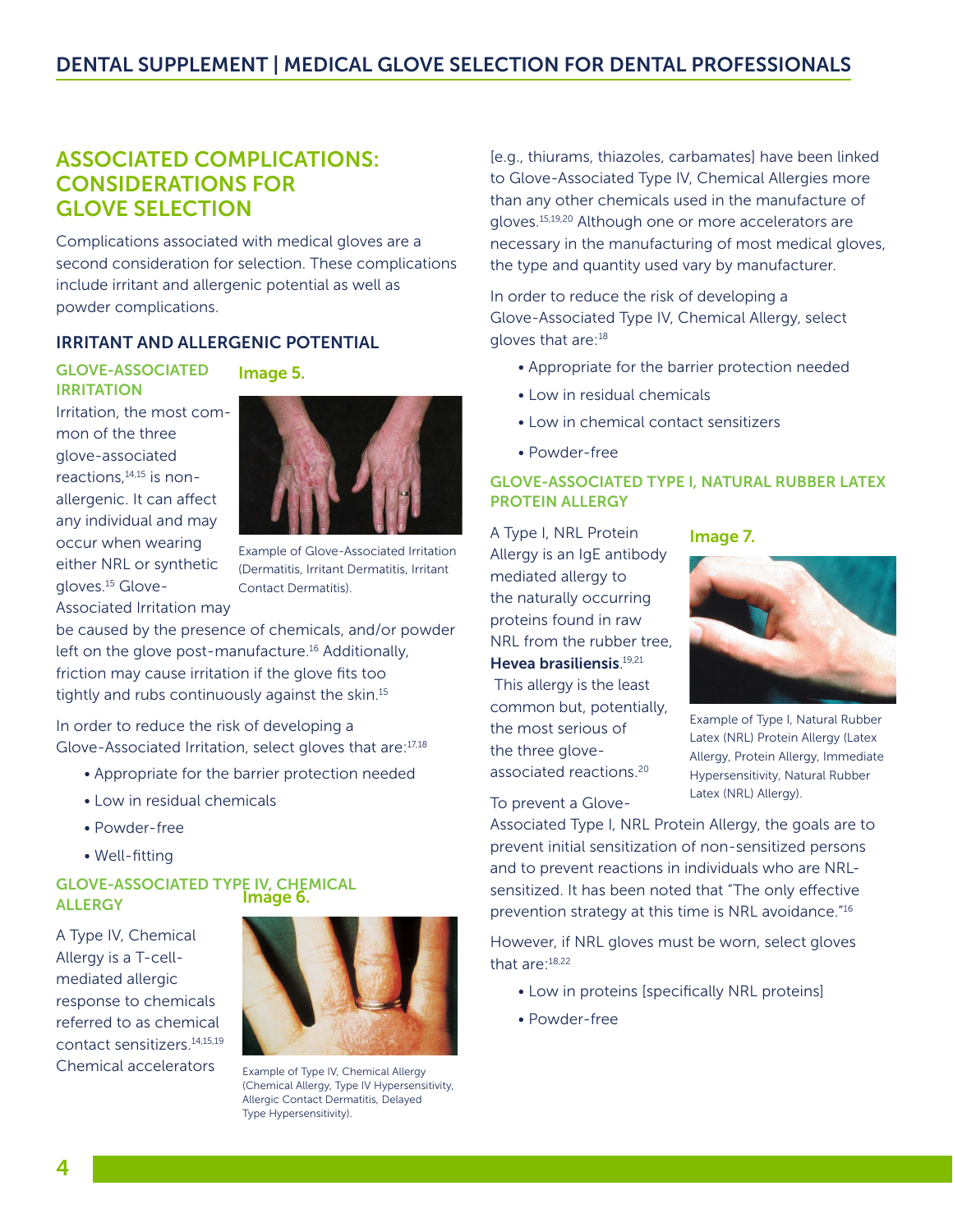## ASSOCIATED COMPLICATIONS: CONSIDERATIONS FOR GLOVE SELECTION

Complications associated with medical gloves are a second consideration for selection. These complications include irritant and allergenic potential as well as powder complications.

### IRRITANT AND ALLERGENIC POTENTIAL

#### GLOVE-ASSOCIATED IRRITATION

Irritation, the most common of the three glove-associated reactions,[14,15] is non-allergenic. It can affect any individual and may occur when wearing either NRL or synthetic gloves.[15] Glove-Associated Irritation may be caused by the presence of chemicals, and/or powder left on the glove post-manufacture.[16] Additionally, friction may cause irritation if the glove fits too tightly and rubs continuously against the skin.[15]

**Image 5.**

Example of Glove-Associated Irritation (Dermatitis, Irritant Dermatitis, Irritant Contact Dermatitis).

In order to reduce the risk of developing a Glove-Associated Irritation, select gloves that are:[17,18]

- Appropriate for the barrier protection needed
- Low in residual chemicals
- Powder-free
- Well-fitting

#### GLOVE-ASSOCIATED TYPE IV, CHEMICAL ALLERGY

A Type IV, Chemical Allergy is a T-cell-mediated allergic response to chemicals referred to as chemical contact sensitizers.[14,15,19] Chemical accelerators [e.g., thiurams, thiazoles, carbamates] have been linked to Glove-Associated Type IV, Chemical Allergies more than any other chemicals used in the manufacture of gloves.[15,19,20] Although one or more accelerators are necessary in the manufacturing of most medical gloves, the type and quantity used vary by manufacturer.

**Image 6.**

Example of Type IV, Chemical Allergy (Chemical Allergy, Type IV Hypersensitivity, Allergic Contact Dermatitis, Delayed Type Hypersensitivity).

In order to reduce the risk of developing a Glove-Associated Type IV, Chemical Allergy, select gloves that are:[18]

- Appropriate for the barrier protection needed
- Low in residual chemicals
- Low in chemical contact sensitizers
- Powder-free

#### GLOVE-ASSOCIATED TYPE I, NATURAL RUBBER LATEX PROTEIN ALLERGY

A Type I, NRL Protein Allergy is an IgE antibody mediated allergy to the naturally occurring proteins found in raw NRL from the rubber tree, ***Hevea brasiliensis***.[19,21] This allergy is the least common but, potentially, the most serious of the three glove-associated reactions.[20]

**Image 7.**

Example of Type I, Natural Rubber Latex (NRL) Protein Allergy (Latex Allergy, Protein Allergy, Immediate Hypersensitivity, Natural Rubber Latex (NRL) Allergy).

To prevent a Glove-Associated Type I, NRL Protein Allergy, the goals are to prevent initial sensitization of non-sensitized persons and to prevent reactions in individuals who are NRL-sensitized. It has been noted that "The only effective prevention strategy at this time is NRL avoidance."[16]

However, if NRL gloves must be worn, select gloves that are:[18,22]

- Low in proteins [specifically NRL proteins]
- Powder-free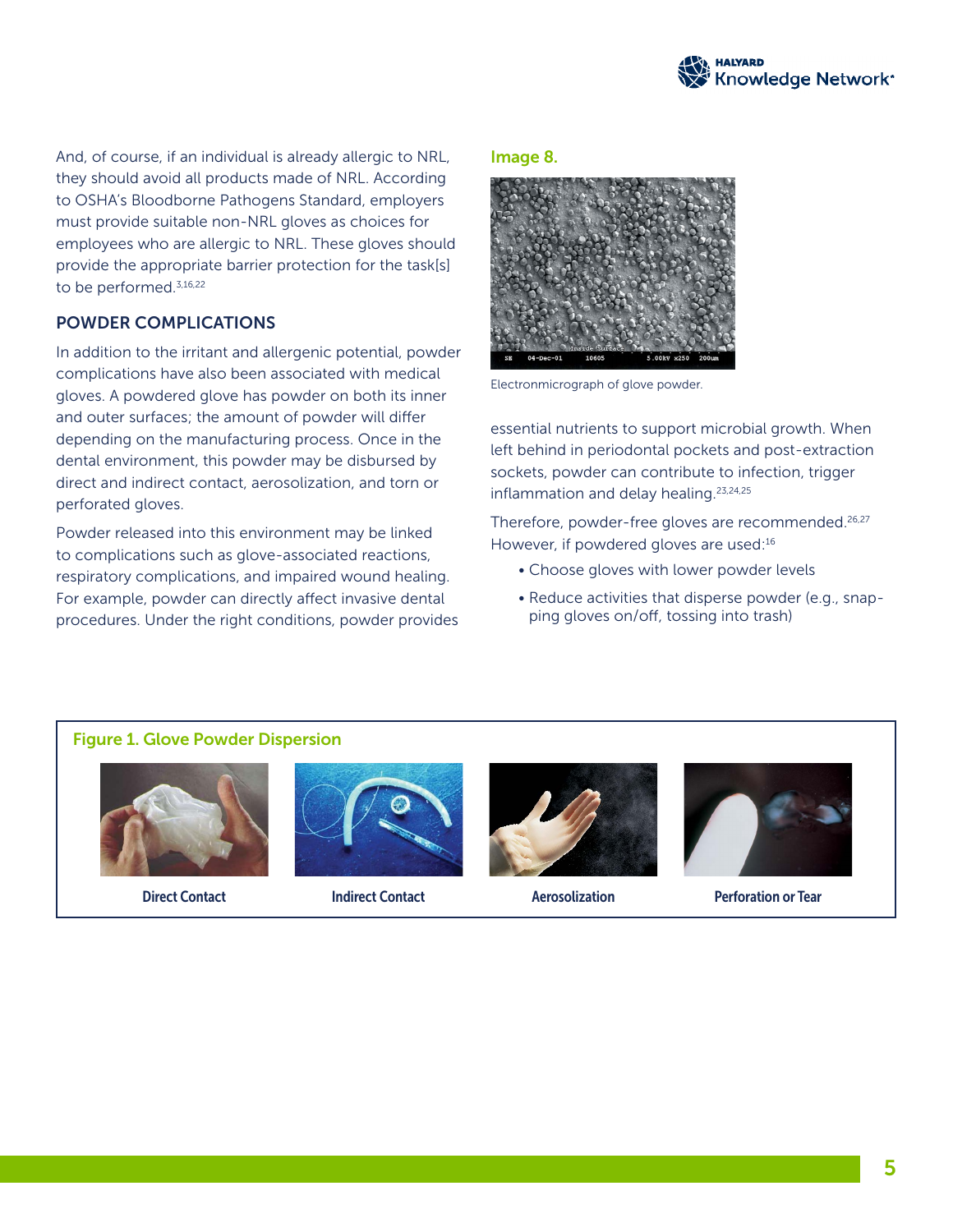And, of course, if an individual is already allergic to NRL, they should avoid all products made of NRL. According to OSHA's Bloodborne Pathogens Standard, employers must provide suitable non-NRL gloves as choices for employees who are allergic to NRL. These gloves should provide the appropriate barrier protection for the task[s] to be performed.[3,16,22]

## POWDER COMPLICATIONS

In addition to the irritant and allergenic potential, powder complications have also been associated with medical gloves. A powdered glove has powder on both its inner and outer surfaces; the amount of powder will differ depending on the manufacturing process. Once in the dental environment, this powder may be disbursed by direct and indirect contact, aerosolization, and torn or perforated gloves.

Powder released into this environment may be linked to complications such as glove-associated reactions, respiratory complications, and impaired wound healing. For example, powder can directly affect invasive dental procedures. Under the right conditions, powder provides essential nutrients to support microbial growth. When left behind in periodontal pockets and post-extraction sockets, powder can contribute to infection, trigger inflammation and delay healing.[23,24,25]

**Image 8.**

Electronmicrograph of glove powder.

Therefore, powder-free gloves are recommended.[26,27] However, if powdered gloves are used:[16]

- Choose gloves with lower powder levels
- Reduce activities that disperse powder (e.g., snapping gloves on/off, tossing into trash)

**Figure 1. Glove Powder Dispersion**

Direct Contact | Indirect Contact | Aerosolization | Perforation or Tear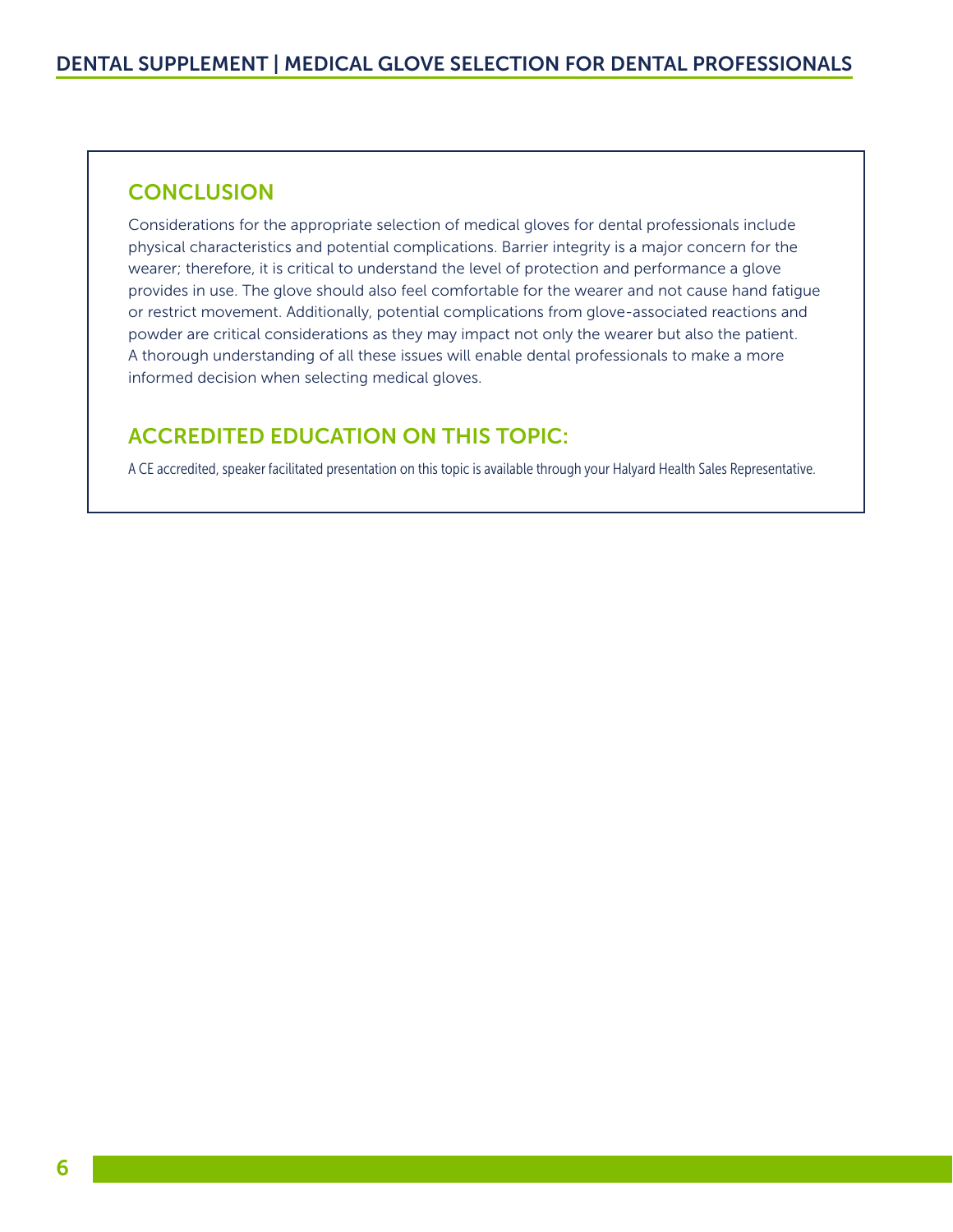## CONCLUSION

Considerations for the appropriate selection of medical gloves for dental professionals include physical characteristics and potential complications. Barrier integrity is a major concern for the wearer; therefore, it is critical to understand the level of protection and performance a glove provides in use. The glove should also feel comfortable for the wearer and not cause hand fatigue or restrict movement. Additionally, potential complications from glove-associated reactions and powder are critical considerations as they may impact not only the wearer but also the patient. A thorough understanding of all these issues will enable dental professionals to make a more informed decision when selecting medical gloves.

## ACCREDITED EDUCATION ON THIS TOPIC:

A CE accredited, speaker facilitated presentation on this topic is available through your Halyard Health Sales Representative.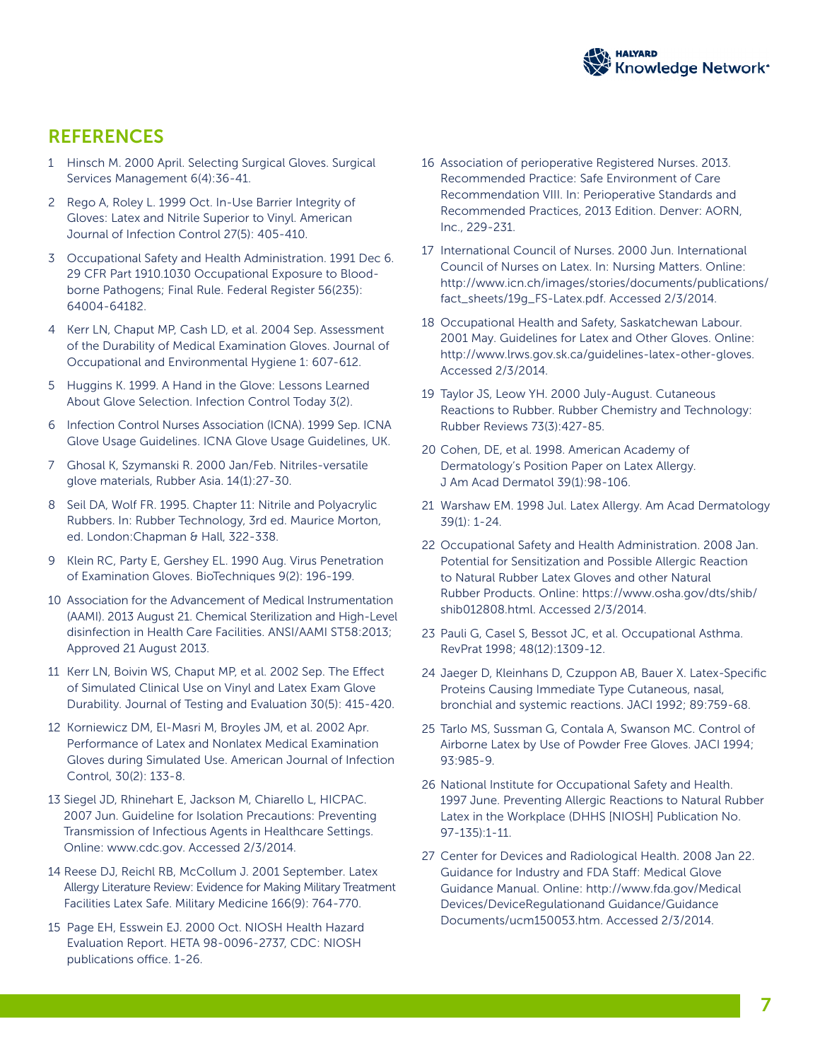## REFERENCES

1. Hinsch M. 2000 April. Selecting Surgical Gloves. Surgical Services Management 6(4):36-41.
2. Rego A, Roley L. 1999 Oct. In-Use Barrier Integrity of Gloves: Latex and Nitrile Superior to Vinyl. American Journal of Infection Control 27(5): 405-410.
3. Occupational Safety and Health Administration. 1991 Dec 6. 29 CFR Part 1910.1030 Occupational Exposure to Blood-borne Pathogens; Final Rule. Federal Register 56(235): 64004-64182.
4. Kerr LN, Chaput MP, Cash LD, et al. 2004 Sep. Assessment of the Durability of Medical Examination Gloves. Journal of Occupational and Environmental Hygiene 1: 607-612.
5. Huggins K. 1999. A Hand in the Glove: Lessons Learned About Glove Selection. Infection Control Today 3(2).
6. Infection Control Nurses Association (ICNA). 1999 Sep. ICNA Glove Usage Guidelines. ICNA Glove Usage Guidelines, UK.
7. Ghosal K, Szymanski R. 2000 Jan/Feb. Nitriles-versatile glove materials, Rubber Asia. 14(1):27-30.
8. Seil DA, Wolf FR. 1995. Chapter 11: Nitrile and Polyacrylic Rubbers. In: Rubber Technology, 3rd ed. Maurice Morton, ed. London:Chapman & Hall, 322-338.
9. Klein RC, Party E, Gershey EL. 1990 Aug. Virus Penetration of Examination Gloves. BioTechniques 9(2): 196-199.
10. Association for the Advancement of Medical Instrumentation (AAMI). 2013 August 21. Chemical Sterilization and High-Level disinfection in Health Care Facilities. ANSI/AAMI ST58:2013; Approved 21 August 2013.
11. Kerr LN, Boivin WS, Chaput MP, et al. 2002 Sep. The Effect of Simulated Clinical Use on Vinyl and Latex Exam Glove Durability. Journal of Testing and Evaluation 30(5): 415-420.
12. Korniewicz DM, El-Masri M, Broyles JM, et al. 2002 Apr. Performance of Latex and Nonlatex Medical Examination Gloves during Simulated Use. American Journal of Infection Control, 30(2): 133-8.
13. Siegel JD, Rhinehart E, Jackson M, Chiarello L, HICPAC. 2007 Jun. Guideline for Isolation Precautions: Preventing Transmission of Infectious Agents in Healthcare Settings. Online: www.cdc.gov. Accessed 2/3/2014.
14. Reese DJ, Reichl RB, McCollum J. 2001 September. Latex Allergy Literature Review: Evidence for Making Military Treatment Facilities Latex Safe. Military Medicine 166(9): 764-770.
15. Page EH, Esswein EJ. 2000 Oct. NIOSH Health Hazard Evaluation Report. HETA 98-0096-2737, CDC: NIOSH publications office. 1-26.
16. Association of perioperative Registered Nurses. 2013. Recommended Practice: Safe Environment of Care Recommendation VIII. In: Perioperative Standards and Recommended Practices, 2013 Edition. Denver: AORN, Inc., 229-231.
17. International Council of Nurses. 2000 Jun. International Council of Nurses on Latex. In: Nursing Matters. Online: http://www.icn.ch/images/stories/documents/publications/fact_sheets/19g_FS-Latex.pdf. Accessed 2/3/2014.
18. Occupational Health and Safety, Saskatchewan Labour. 2001 May. Guidelines for Latex and Other Gloves. Online: http://www.lrws.gov.sk.ca/guidelines-latex-other-gloves. Accessed 2/3/2014.
19. Taylor JS, Leow YH. 2000 July-August. Cutaneous Reactions to Rubber. Rubber Chemistry and Technology: Rubber Reviews 73(3):427-85.
20. Cohen, DE, et al. 1998. American Academy of Dermatology's Position Paper on Latex Allergy. J Am Acad Dermatol 39(1):98-106.
21. Warshaw EM. 1998 Jul. Latex Allergy. Am Acad Dermatology 39(1): 1-24.
22. Occupational Safety and Health Administration. 2008 Jan. Potential for Sensitization and Possible Allergic Reaction to Natural Rubber Latex Gloves and other Natural Rubber Products. Online: https://www.osha.gov/dts/shib/shib012808.html. Accessed 2/3/2014.
23. Pauli G, Casel S, Bessot JC, et al. Occupational Asthma. RevPrat 1998; 48(12):1309-12.
24. Jaeger D, Kleinhans D, Czuppon AB, Bauer X. Latex-Specific Proteins Causing Immediate Type Cutaneous, nasal, bronchial and systemic reactions. JACI 1992; 89:759-68.
25. Tarlo MS, Sussman G, Contala A, Swanson MC. Control of Airborne Latex by Use of Powder Free Gloves. JACI 1994; 93:985-9.
26. National Institute for Occupational Safety and Health. 1997 June. Preventing Allergic Reactions to Natural Rubber Latex in the Workplace (DHHS [NIOSH] Publication No. 97-135):1-11.
27. Center for Devices and Radiological Health. 2008 Jan 22. Guidance for Industry and FDA Staff: Medical Glove Guidance Manual. Online: http://www.fda.gov/Medical Devices/DeviceRegulationand Guidance/Guidance Documents/ucm150053.htm. Accessed 2/3/2014.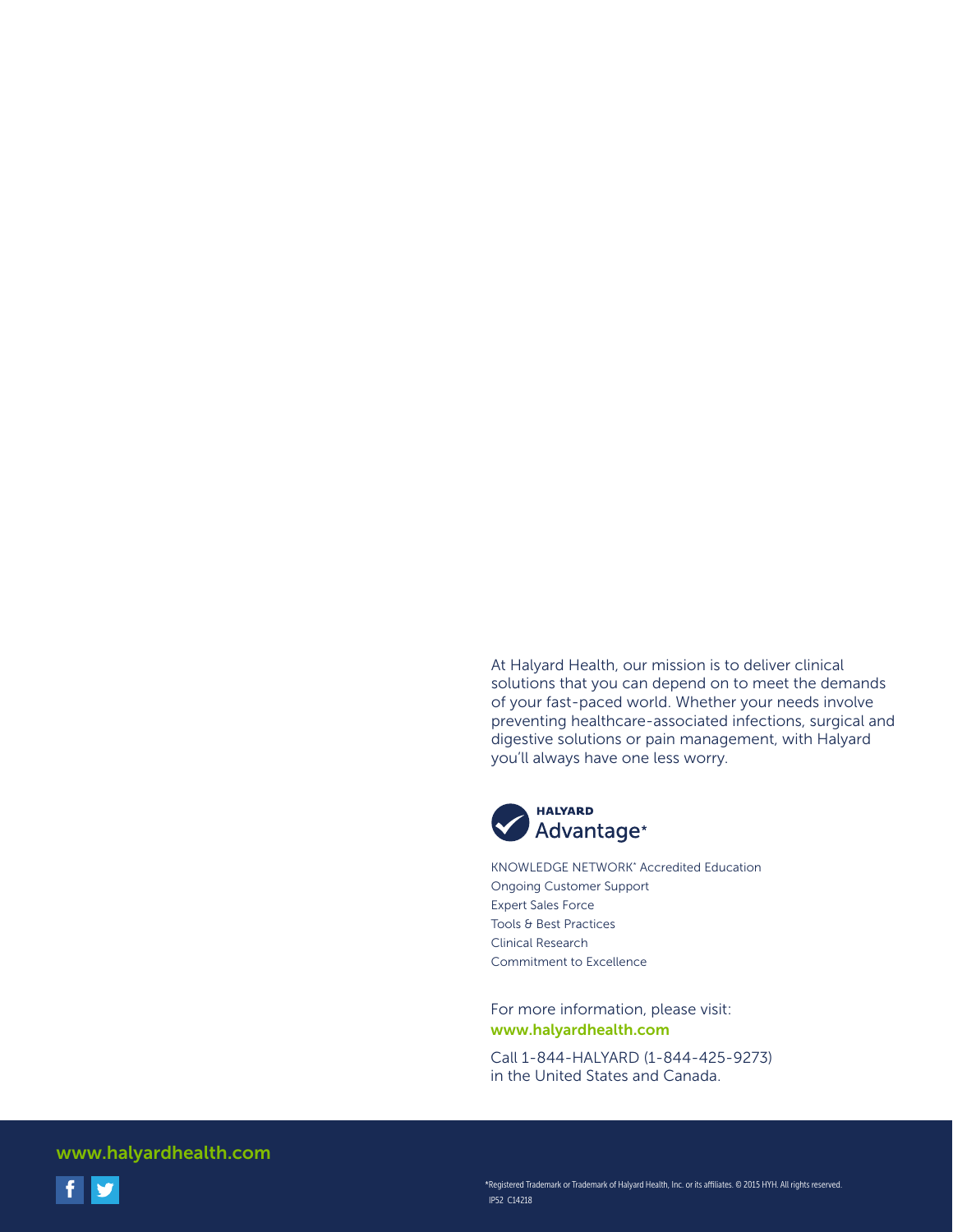At Halyard Health, our mission is to deliver clinical solutions that you can depend on to meet the demands of your fast-paced world. Whether your needs involve preventing healthcare-associated infections, surgical and digestive solutions or pain management, with Halyard you'll always have one less worry.

HALYARD
Advantage*

KNOWLEDGE NETWORK* Accredited Education
Ongoing Customer Support
Expert Sales Force
Tools & Best Practices
Clinical Research
Commitment to Excellence

For more information, please visit:
**www.halyardhealth.com**

Call 1-844-HALYARD (1-844-425-9273)
in the United States and Canada.

www.halyardhealth.com

*Registered Trademark or Trademark of Halyard Health, Inc. or its affiliates. © 2015 HYH. All rights reserved.
IP52 C14218